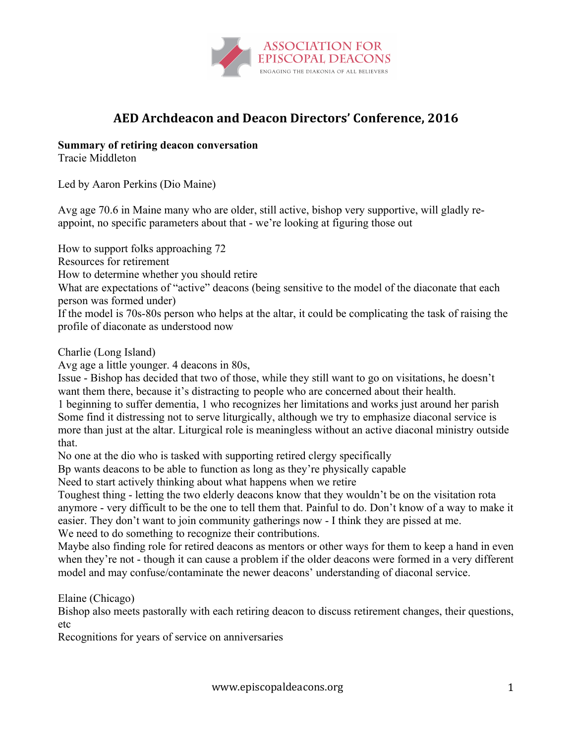# AED Archdeacon and Deacon Directors' Conference, 2016

**Summary of retiring deacon conversation**
Tracie Middleton

Led by Aaron Perkins (Dio Maine)

Avg age 70.6 in Maine many who are older, still active, bishop very supportive, will gladly re-appoint, no specific parameters about that - we're looking at figuring those out

How to support folks approaching 72
Resources for retirement
How to determine whether you should retire
What are expectations of "active" deacons (being sensitive to the model of the diaconate that each person was formed under)
If the model is 70s-80s person who helps at the altar, it could be complicating the task of raising the profile of diaconate as understood now

Charlie (Long Island)
Avg age a little younger. 4 deacons in 80s,
Issue - Bishop has decided that two of those, while they still want to go on visitations, he doesn't want them there, because it's distracting to people who are concerned about their health.
1 beginning to suffer dementia, 1 who recognizes her limitations and works just around her parish
Some find it distressing not to serve liturgically, although we try to emphasize diaconal service is more than just at the altar. Liturgical role is meaningless without an active diaconal ministry outside that.
No one at the dio who is tasked with supporting retired clergy specifically
Bp wants deacons to be able to function as long as they're physically capable
Need to start actively thinking about what happens when we retire
Toughest thing - letting the two elderly deacons know that they wouldn't be on the visitation rota anymore - very difficult to be the one to tell them that. Painful to do. Don't know of a way to make it easier. They don't want to join community gatherings now - I think they are pissed at me.
We need to do something to recognize their contributions.
Maybe also finding role for retired deacons as mentors or other ways for them to keep a hand in even when they're not - though it can cause a problem if the older deacons were formed in a very different model and may confuse/contaminate the newer deacons' understanding of diaconal service.

Elaine (Chicago)
Bishop also meets pastorally with each retiring deacon to discuss retirement changes, their questions, etc
Recognitions for years of service on anniversaries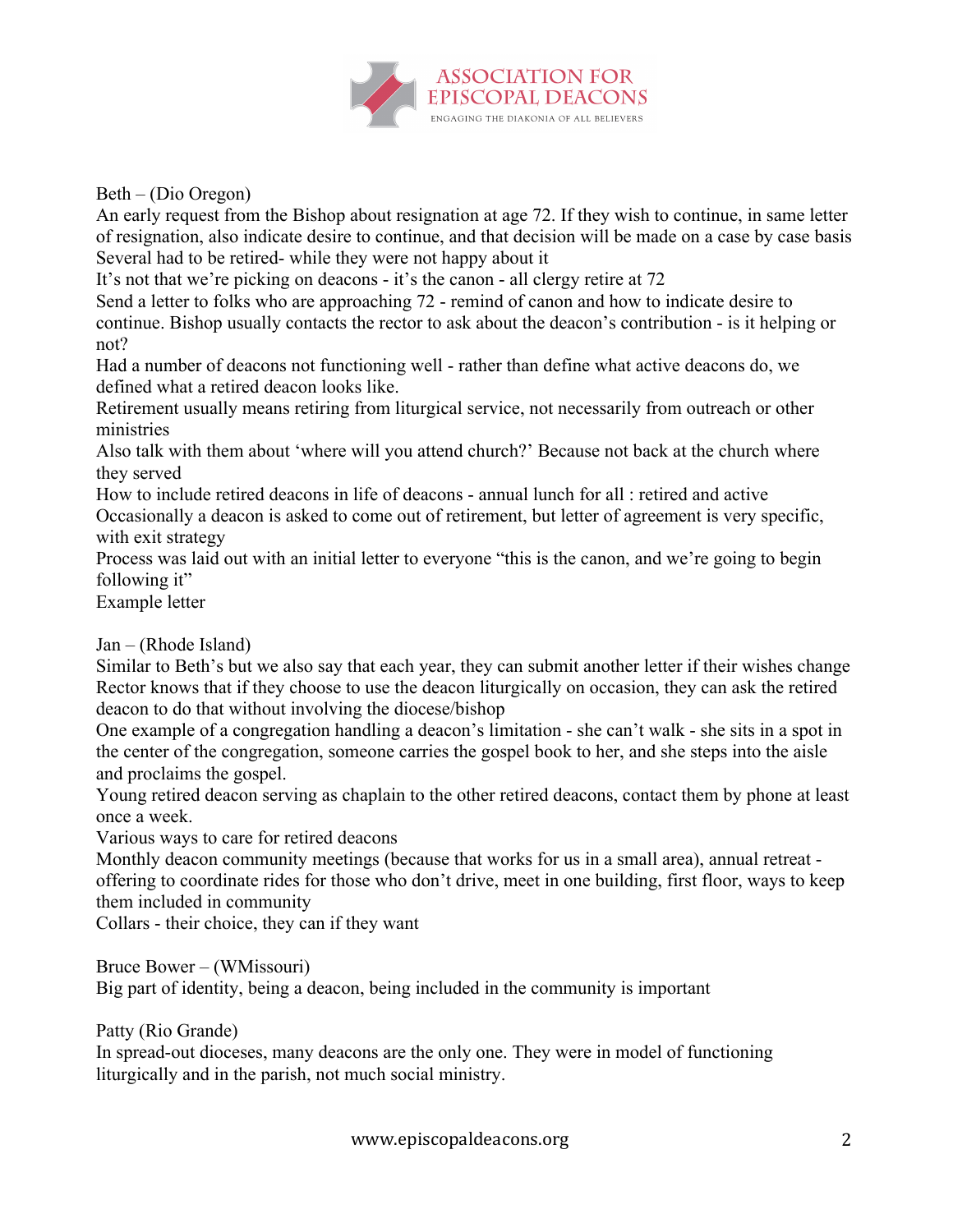Beth – (Dio Oregon)

An early request from the Bishop about resignation at age 72. If they wish to continue, in same letter of resignation, also indicate desire to continue, and that decision will be made on a case by case basis

Several had to be retired- while they were not happy about it

It's not that we're picking on deacons - it's the canon - all clergy retire at 72

Send a letter to folks who are approaching 72 - remind of canon and how to indicate desire to continue. Bishop usually contacts the rector to ask about the deacon's contribution - is it helping or not?

Had a number of deacons not functioning well - rather than define what active deacons do, we defined what a retired deacon looks like.

Retirement usually means retiring from liturgical service, not necessarily from outreach or other ministries

Also talk with them about 'where will you attend church?' Because not back at the church where they served

How to include retired deacons in life of deacons - annual lunch for all : retired and active

Occasionally a deacon is asked to come out of retirement, but letter of agreement is very specific, with exit strategy

Process was laid out with an initial letter to everyone "this is the canon, and we're going to begin following it"

Example letter

Jan – (Rhode Island)

Similar to Beth's but we also say that each year, they can submit another letter if their wishes change

Rector knows that if they choose to use the deacon liturgically on occasion, they can ask the retired deacon to do that without involving the diocese/bishop

One example of a congregation handling a deacon's limitation - she can't walk - she sits in a spot in the center of the congregation, someone carries the gospel book to her, and she steps into the aisle and proclaims the gospel.

Young retired deacon serving as chaplain to the other retired deacons, contact them by phone at least once a week.

Various ways to care for retired deacons

Monthly deacon community meetings (because that works for us in a small area), annual retreat - offering to coordinate rides for those who don't drive, meet in one building, first floor, ways to keep them included in community

Collars - their choice, they can if they want

Bruce Bower – (WMissouri)

Big part of identity, being a deacon, being included in the community is important

Patty (Rio Grande)

In spread-out dioceses, many deacons are the only one. They were in model of functioning liturgically and in the parish, not much social ministry.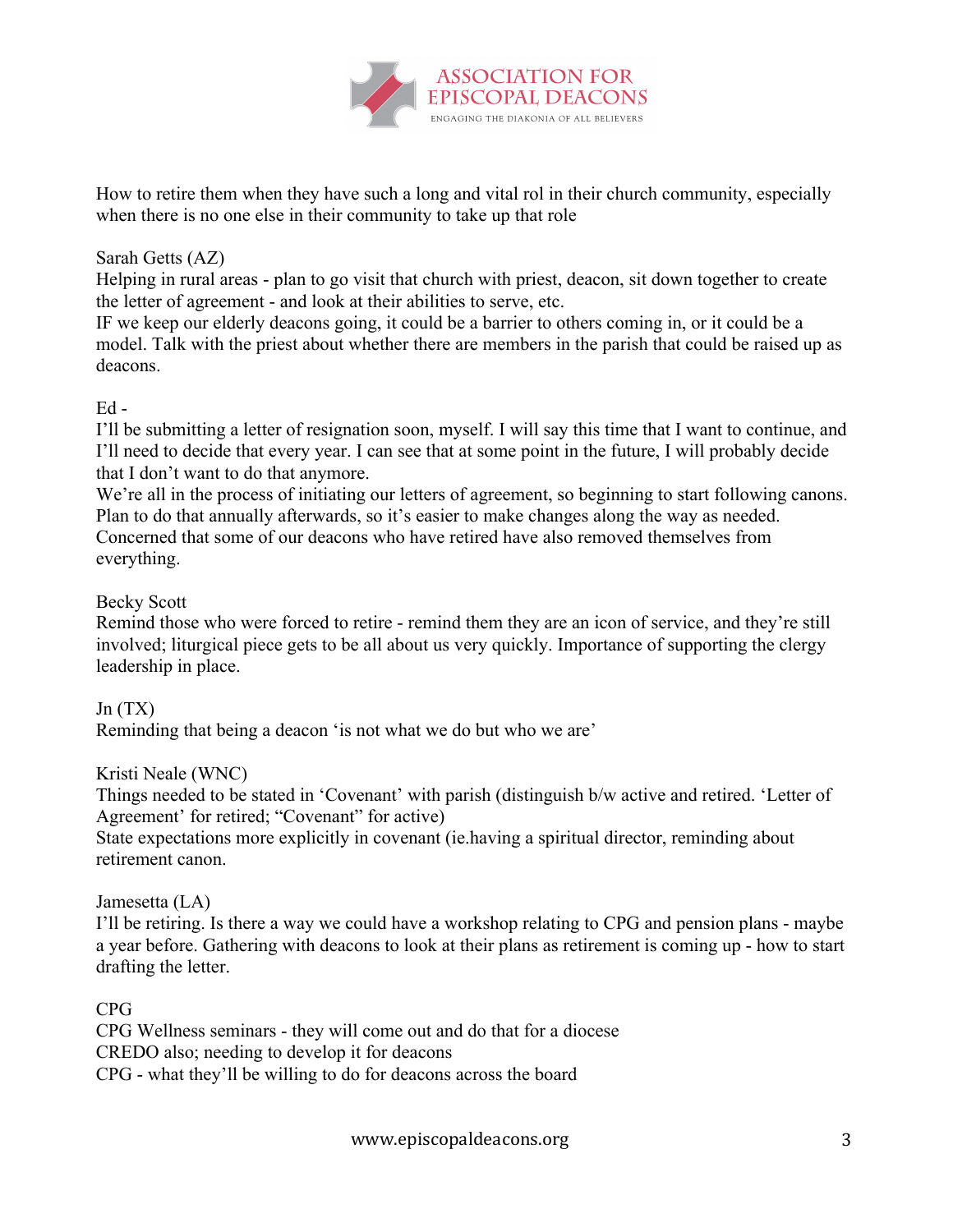How to retire them when they have such a long and vital rol in their church community, especially when there is no one else in their community to take up that role

Sarah Getts (AZ)
Helping in rural areas - plan to go visit that church with priest, deacon, sit down together to create the letter of agreement - and look at their abilities to serve, etc.
IF we keep our elderly deacons going, it could be a barrier to others coming in, or it could be a model. Talk with the priest about whether there are members in the parish that could be raised up as deacons.

Ed -
I'll be submitting a letter of resignation soon, myself. I will say this time that I want to continue, and I'll need to decide that every year. I can see that at some point in the future, I will probably decide that I don't want to do that anymore.
We're all in the process of initiating our letters of agreement, so beginning to start following canons. Plan to do that annually afterwards, so it's easier to make changes along the way as needed.
Concerned that some of our deacons who have retired have also removed themselves from everything.

Becky Scott
Remind those who were forced to retire - remind them they are an icon of service, and they're still involved; liturgical piece gets to be all about us very quickly. Importance of supporting the clergy leadership in place.

Jn (TX)
Reminding that being a deacon 'is not what we do but who we are'

Kristi Neale (WNC)
Things needed to be stated in 'Covenant' with parish (distinguish b/w active and retired. 'Letter of Agreement' for retired; "Covenant" for active)
State expectations more explicitly in covenant (ie.having a spiritual director, reminding about retirement canon.

Jamesetta (LA)
I'll be retiring. Is there a way we could have a workshop relating to CPG and pension plans - maybe a year before. Gathering with deacons to look at their plans as retirement is coming up - how to start drafting the letter.

CPG
CPG Wellness seminars - they will come out and do that for a diocese
CREDO also; needing to develop it for deacons
CPG - what they'll be willing to do for deacons across the board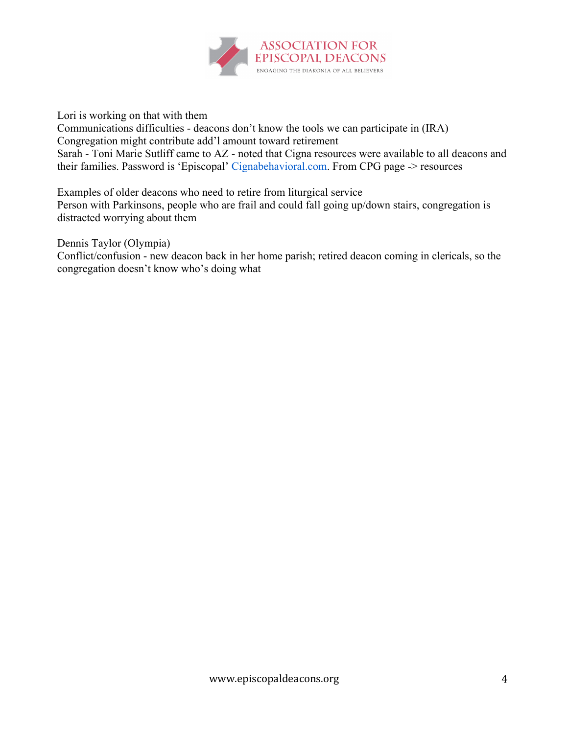Lori is working on that with them
Communications difficulties - deacons don't know the tools we can participate in (IRA)
Congregation might contribute add'l amount toward retirement
Sarah - Toni Marie Sutliff came to AZ - noted that Cigna resources were available to all deacons and their families. Password is 'Episcopal' Cignabehavioral.com. From CPG page -> resources

Examples of older deacons who need to retire from liturgical service
Person with Parkinsons, people who are frail and could fall going up/down stairs, congregation is distracted worrying about them

Dennis Taylor (Olympia)
Conflict/confusion - new deacon back in her home parish; retired deacon coming in clericals, so the congregation doesn't know who's doing what